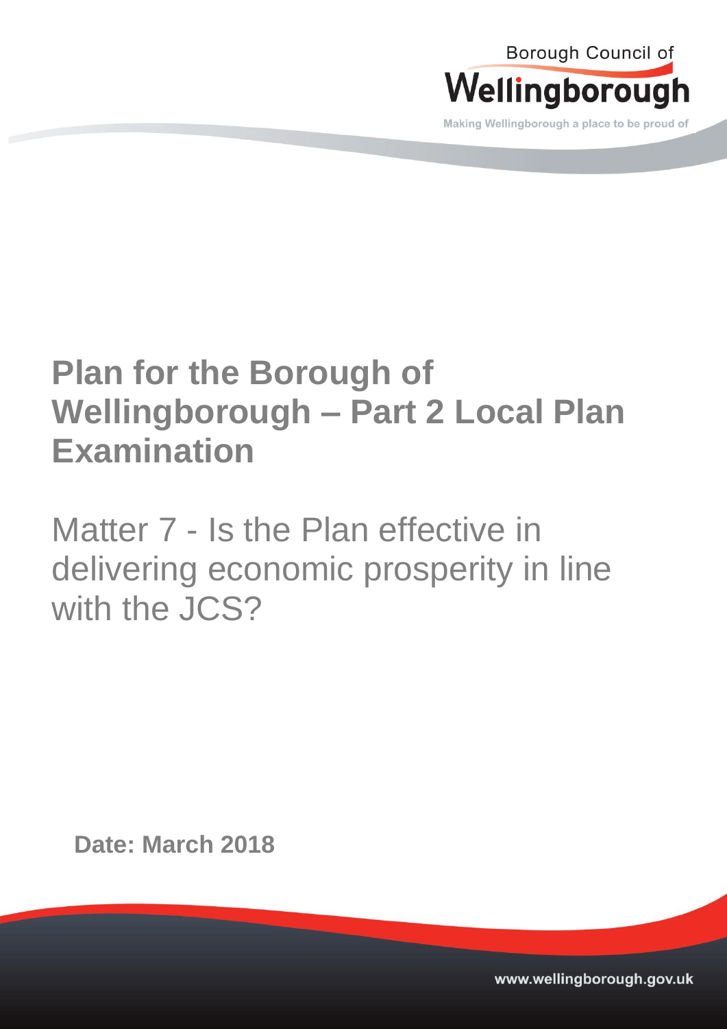Borough Council of

Wellingborough

Making Wellingborough a place to be proud of

# Plan for the Borough of Wellingborough – Part 2 Local Plan Examination

## Matter 7 - Is the Plan effective in delivering economic prosperity in line with the JCS?

**Date: March 2018**

www.wellingborough.gov.uk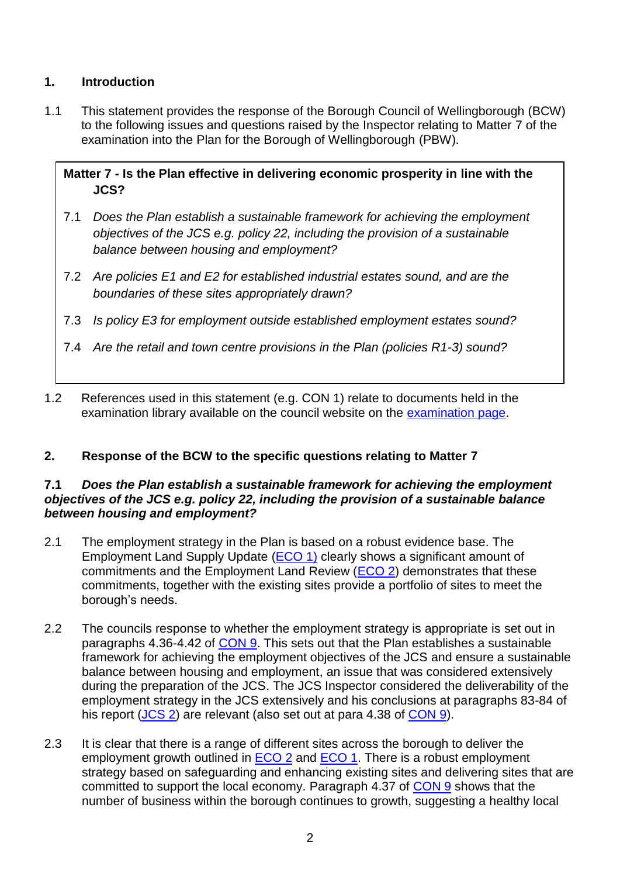## 1. Introduction

1.1 This statement provides the response of the Borough Council of Wellingborough (BCW) to the following issues and questions raised by the Inspector relating to Matter 7 of the examination into the Plan for the Borough of Wellingborough (PBW).

> **Matter 7 - Is the Plan effective in delivering economic prosperity in line with the JCS?**
>
> 7.1 *Does the Plan establish a sustainable framework for achieving the employment objectives of the JCS e.g. policy 22, including the provision of a sustainable balance between housing and employment?*
>
> 7.2 *Are policies E1 and E2 for established industrial estates sound, and are the boundaries of these sites appropriately drawn?*
>
> 7.3 *Is policy E3 for employment outside established employment estates sound?*
>
> 7.4 *Are the retail and town centre provisions in the Plan (policies R1-3) sound?*

1.2 References used in this statement (e.g. CON 1) relate to documents held in the examination library available on the council website on the examination page.

## 2. Response of the BCW to the specific questions relating to Matter 7

### 7.1 *Does the Plan establish a sustainable framework for achieving the employment objectives of the JCS e.g. policy 22, including the provision of a sustainable balance between housing and employment?*

2.1 The employment strategy in the Plan is based on a robust evidence base. The Employment Land Supply Update (ECO 1) clearly shows a significant amount of commitments and the Employment Land Review (ECO 2) demonstrates that these commitments, together with the existing sites provide a portfolio of sites to meet the borough's needs.

2.2 The councils response to whether the employment strategy is appropriate is set out in paragraphs 4.36-4.42 of CON 9. This sets out that the Plan establishes a sustainable framework for achieving the employment objectives of the JCS and ensure a sustainable balance between housing and employment, an issue that was considered extensively during the preparation of the JCS. The JCS Inspector considered the deliverability of the employment strategy in the JCS extensively and his conclusions at paragraphs 83-84 of his report (JCS 2) are relevant (also set out at para 4.38 of CON 9).

2.3 It is clear that there is a range of different sites across the borough to deliver the employment growth outlined in ECO 2 and ECO 1. There is a robust employment strategy based on safeguarding and enhancing existing sites and delivering sites that are committed to support the local economy. Paragraph 4.37 of CON 9 shows that the number of business within the borough continues to growth, suggesting a healthy local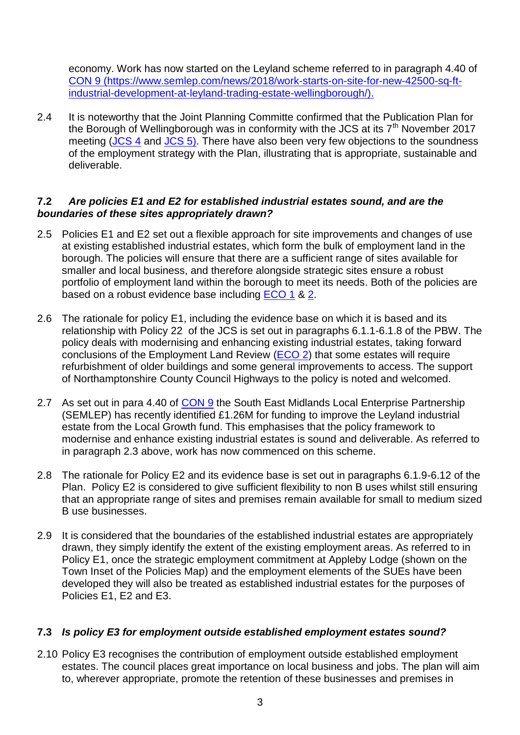economy. Work has now started on the Leyland scheme referred to in paragraph 4.40 of CON 9 (https://www.semlep.com/news/2018/work-starts-on-site-for-new-42500-sq-ft-industrial-development-at-leyland-trading-estate-wellingborough/).

2.4 It is noteworthy that the Joint Planning Committe confirmed that the Publication Plan for the Borough of Wellingborough was in conformity with the JCS at its 7th November 2017 meeting (JCS 4 and JCS 5). There have also been very few objections to the soundness of the employment strategy with the Plan, illustrating that is appropriate, sustainable and deliverable.

### 7.2 *Are policies E1 and E2 for established industrial estates sound, and are the boundaries of these sites appropriately drawn?*

2.5 Policies E1 and E2 set out a flexible approach for site improvements and changes of use at existing established industrial estates, which form the bulk of employment land in the borough. The policies will ensure that there are a sufficient range of sites available for smaller and local business, and therefore alongside strategic sites ensure a robust portfolio of employment land within the borough to meet its needs. Both of the policies are based on a robust evidence base including ECO 1 & 2.

2.6 The rationale for policy E1, including the evidence base on which it is based and its relationship with Policy 22 of the JCS is set out in paragraphs 6.1.1-6.1.8 of the PBW. The policy deals with modernising and enhancing existing industrial estates, taking forward conclusions of the Employment Land Review (ECO 2) that some estates will require refurbishment of older buildings and some general improvements to access. The support of Northamptonshire County Council Highways to the policy is noted and welcomed.

2.7 As set out in para 4.40 of CON 9 the South East Midlands Local Enterprise Partnership (SEMLEP) has recently identified £1.26M for funding to improve the Leyland industrial estate from the Local Growth fund. This emphasises that the policy framework to modernise and enhance existing industrial estates is sound and deliverable. As referred to in paragraph 2.3 above, work has now commenced on this scheme.

2.8 The rationale for Policy E2 and its evidence base is set out in paragraphs 6.1.9-6.12 of the Plan. Policy E2 is considered to give sufficient flexibility to non B uses whilst still ensuring that an appropriate range of sites and premises remain available for small to medium sized B use businesses.

2.9 It is considered that the boundaries of the established industrial estates are appropriately drawn, they simply identify the extent of the existing employment areas. As referred to in Policy E1, once the strategic employment commitment at Appleby Lodge (shown on the Town Inset of the Policies Map) and the employment elements of the SUEs have been developed they will also be treated as established industrial estates for the purposes of Policies E1, E2 and E3.

### 7.3 *Is policy E3 for employment outside established employment estates sound?*

2.10 Policy E3 recognises the contribution of employment outside established employment estates. The council places great importance on local business and jobs. The plan will aim to, wherever appropriate, promote the retention of these businesses and premises in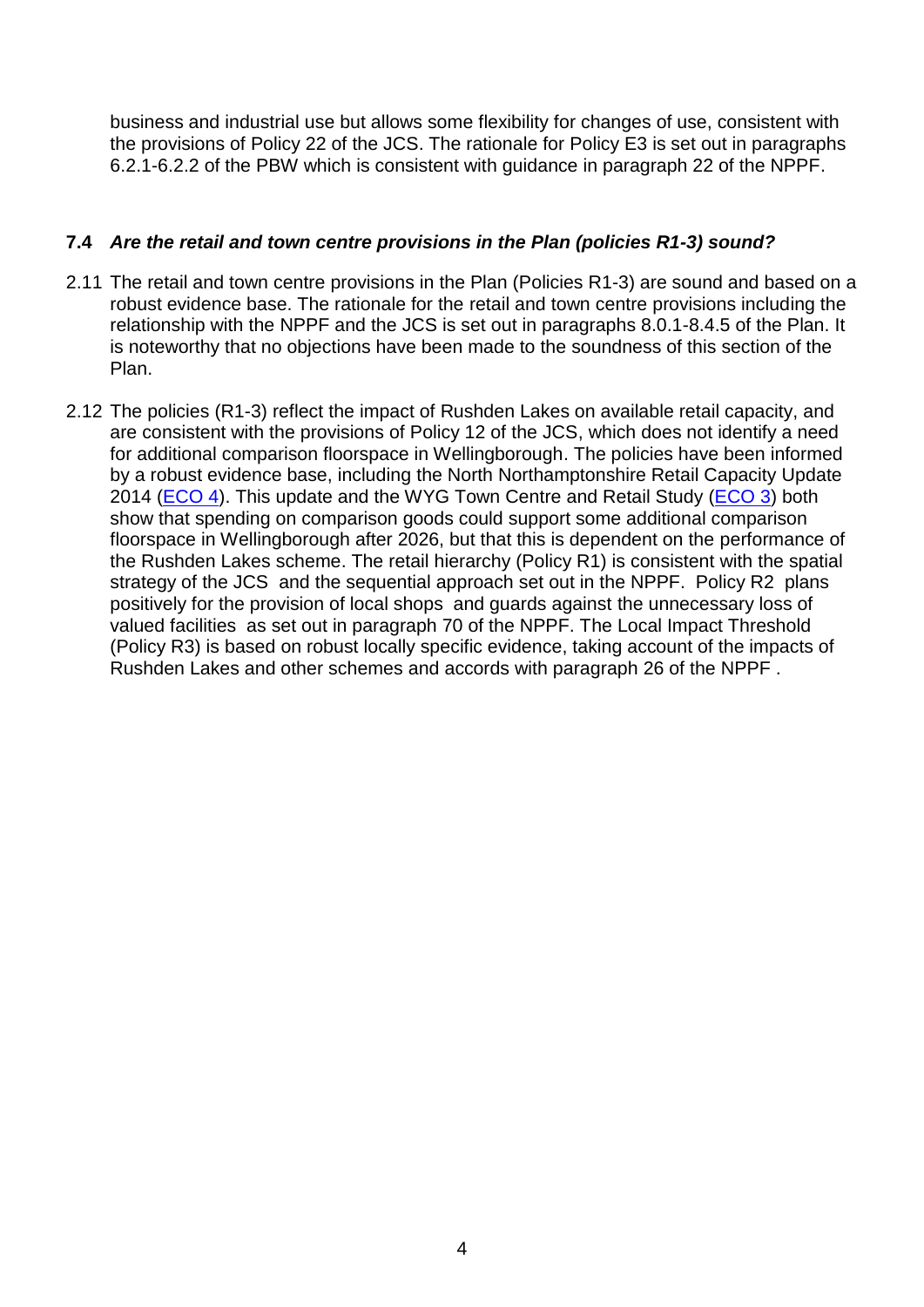business and industrial use but allows some flexibility for changes of use, consistent with the provisions of Policy 22 of the JCS. The rationale for Policy E3 is set out in paragraphs 6.2.1-6.2.2 of the PBW which is consistent with guidance in paragraph 22 of the NPPF.

### 7.4 *Are the retail and town centre provisions in the Plan (policies R1-3) sound?*

2.11 The retail and town centre provisions in the Plan (Policies R1-3) are sound and based on a robust evidence base. The rationale for the retail and town centre provisions including the relationship with the NPPF and the JCS is set out in paragraphs 8.0.1-8.4.5 of the Plan. It is noteworthy that no objections have been made to the soundness of this section of the Plan.

2.12 The policies (R1-3) reflect the impact of Rushden Lakes on available retail capacity, and are consistent with the provisions of Policy 12 of the JCS, which does not identify a need for additional comparison floorspace in Wellingborough. The policies have been informed by a robust evidence base, including the North Northamptonshire Retail Capacity Update 2014 (ECO 4). This update and the WYG Town Centre and Retail Study (ECO 3) both show that spending on comparison goods could support some additional comparison floorspace in Wellingborough after 2026, but that this is dependent on the performance of the Rushden Lakes scheme. The retail hierarchy (Policy R1) is consistent with the spatial strategy of the JCS and the sequential approach set out in the NPPF. Policy R2 plans positively for the provision of local shops and guards against the unnecessary loss of valued facilities as set out in paragraph 70 of the NPPF. The Local Impact Threshold (Policy R3) is based on robust locally specific evidence, taking account of the impacts of Rushden Lakes and other schemes and accords with paragraph 26 of the NPPF .